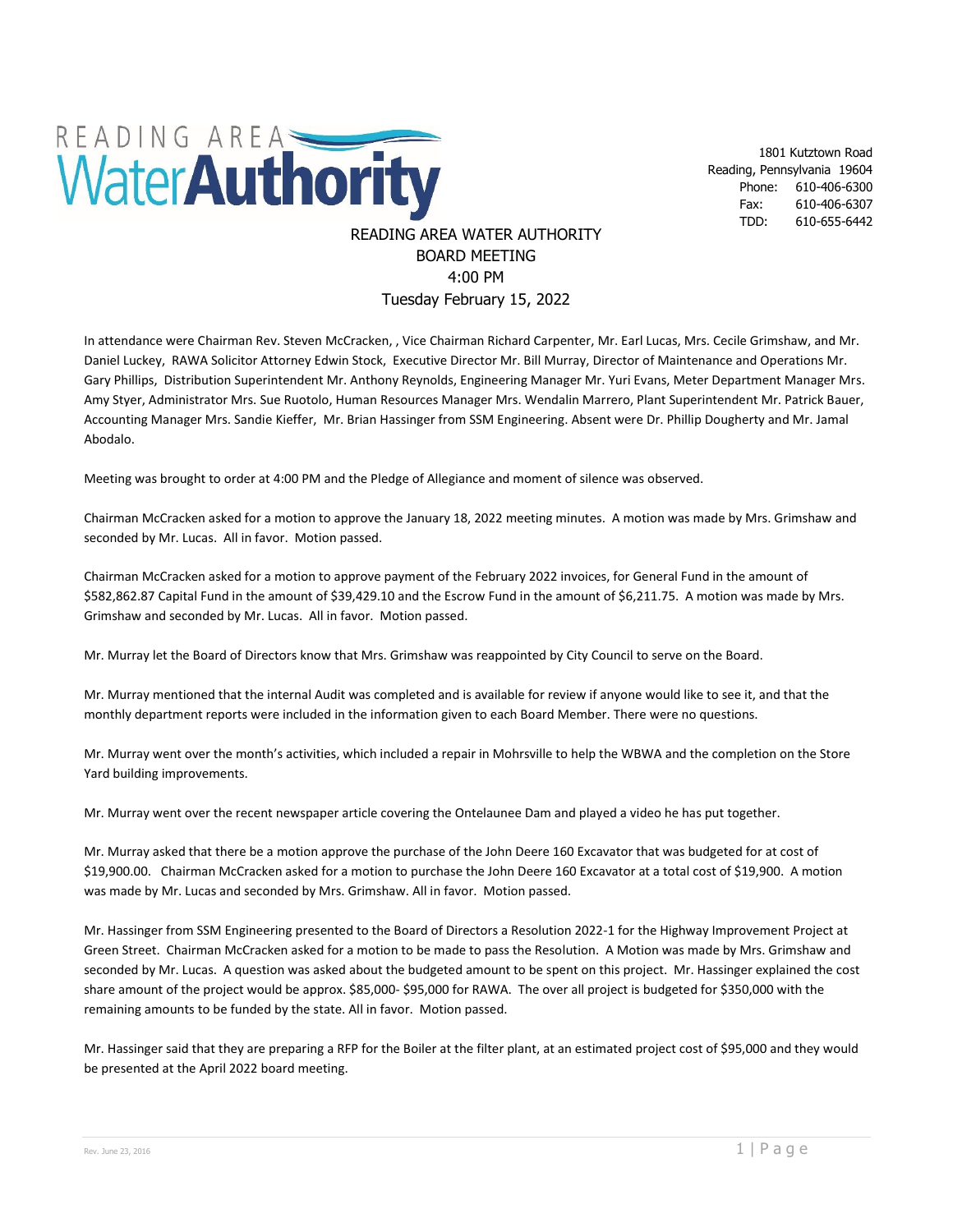READING AREA **Water Authority**

1801 Kutztown Road
Reading, Pennsylvania 19604
Phone: 610-406-6300
Fax: 610-406-6307
TDD: 610-655-6442

# READING AREA WATER AUTHORITY
## BOARD MEETING
## 4:00 PM
## Tuesday February 15, 2022

In attendance were Chairman Rev. Steven McCracken, , Vice Chairman Richard Carpenter, Mr. Earl Lucas, Mrs. Cecile Grimshaw, and Mr. Daniel Luckey, RAWA Solicitor Attorney Edwin Stock, Executive Director Mr. Bill Murray, Director of Maintenance and Operations Mr. Gary Phillips, Distribution Superintendent Mr. Anthony Reynolds, Engineering Manager Mr. Yuri Evans, Meter Department Manager Mrs. Amy Styer, Administrator Mrs. Sue Ruotolo, Human Resources Manager Mrs. Wendalin Marrero, Plant Superintendent Mr. Patrick Bauer, Accounting Manager Mrs. Sandie Kieffer, Mr. Brian Hassinger from SSM Engineering. Absent were Dr. Phillip Dougherty and Mr. Jamal Abodalo.

Meeting was brought to order at 4:00 PM and the Pledge of Allegiance and moment of silence was observed.

Chairman McCracken asked for a motion to approve the January 18, 2022 meeting minutes. A motion was made by Mrs. Grimshaw and seconded by Mr. Lucas. All in favor. Motion passed.

Chairman McCracken asked for a motion to approve payment of the February 2022 invoices, for General Fund in the amount of $582,862.87 Capital Fund in the amount of $39,429.10 and the Escrow Fund in the amount of $6,211.75. A motion was made by Mrs. Grimshaw and seconded by Mr. Lucas. All in favor. Motion passed.

Mr. Murray let the Board of Directors know that Mrs. Grimshaw was reappointed by City Council to serve on the Board.

Mr. Murray mentioned that the internal Audit was completed and is available for review if anyone would like to see it, and that the monthly department reports were included in the information given to each Board Member. There were no questions.

Mr. Murray went over the month's activities, which included a repair in Mohrsville to help the WBWA and the completion on the Store Yard building improvements.

Mr. Murray went over the recent newspaper article covering the Ontelaunee Dam and played a video he has put together.

Mr. Murray asked that there be a motion approve the purchase of the John Deere 160 Excavator that was budgeted for at cost of $19,900.00. Chairman McCracken asked for a motion to purchase the John Deere 160 Excavator at a total cost of $19,900. A motion was made by Mr. Lucas and seconded by Mrs. Grimshaw. All in favor. Motion passed.

Mr. Hassinger from SSM Engineering presented to the Board of Directors a Resolution 2022-1 for the Highway Improvement Project at Green Street. Chairman McCracken asked for a motion to be made to pass the Resolution. A Motion was made by Mrs. Grimshaw and seconded by Mr. Lucas. A question was asked about the budgeted amount to be spent on this project. Mr. Hassinger explained the cost share amount of the project would be approx. $85,000- $95,000 for RAWA. The over all project is budgeted for $350,000 with the remaining amounts to be funded by the state. All in favor. Motion passed.

Mr. Hassinger said that they are preparing a RFP for the Boiler at the filter plant, at an estimated project cost of $95,000 and they would be presented at the April 2022 board meeting.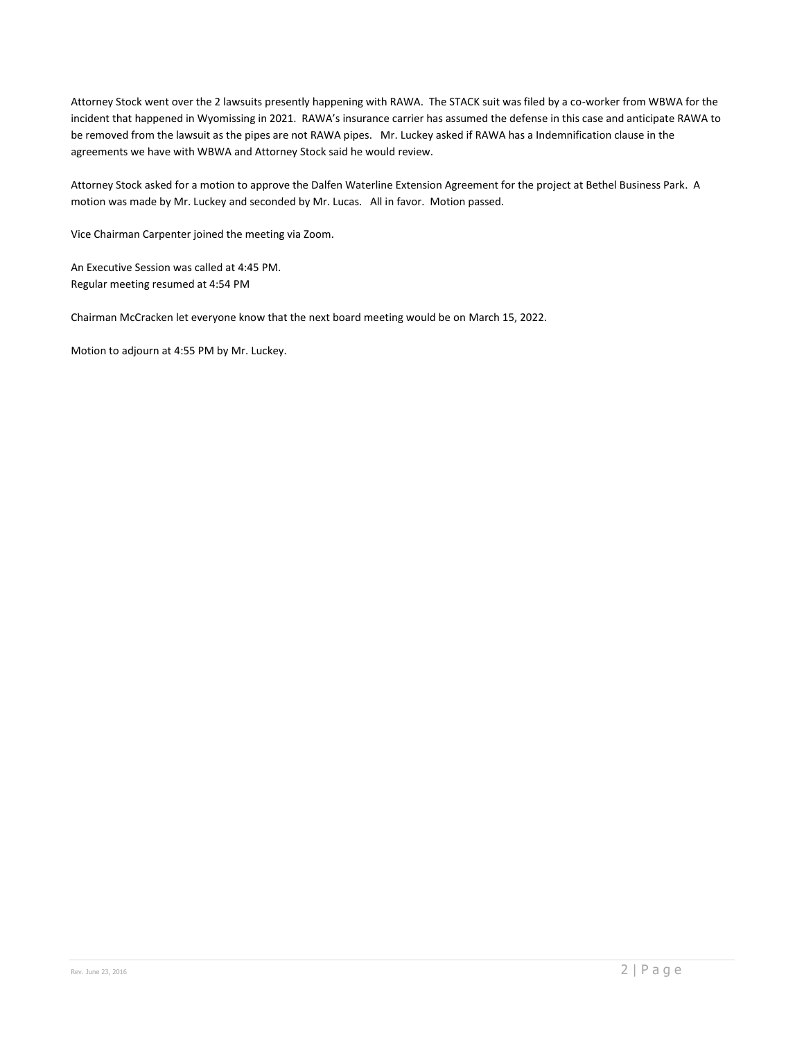Attorney Stock went over the 2 lawsuits presently happening with RAWA. The STACK suit was filed by a co-worker from WBWA for the incident that happened in Wyomissing in 2021. RAWA's insurance carrier has assumed the defense in this case and anticipate RAWA to be removed from the lawsuit as the pipes are not RAWA pipes. Mr. Luckey asked if RAWA has a Indemnification clause in the agreements we have with WBWA and Attorney Stock said he would review.

Attorney Stock asked for a motion to approve the Dalfen Waterline Extension Agreement for the project at Bethel Business Park. A motion was made by Mr. Luckey and seconded by Mr. Lucas. All in favor. Motion passed.

Vice Chairman Carpenter joined the meeting via Zoom.

An Executive Session was called at 4:45 PM.
Regular meeting resumed at 4:54 PM

Chairman McCracken let everyone know that the next board meeting would be on March 15, 2022.

Motion to adjourn at 4:55 PM by Mr. Luckey.